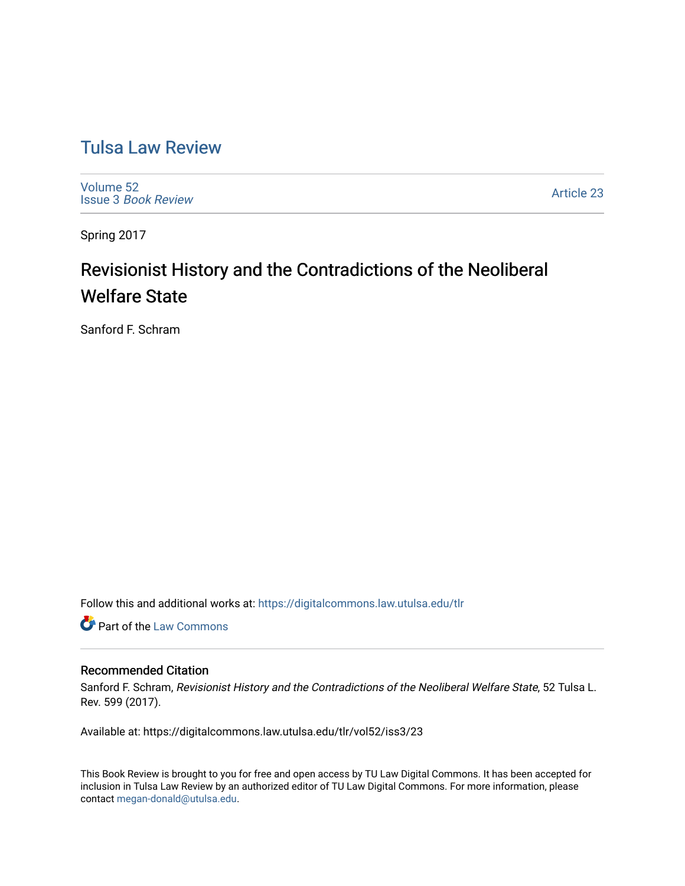# Tulsa Law Review

Volume 52
Issue 3 *Book Review*

Article 23

Spring 2017

## Revisionist History and the Contradictions of the Neoliberal Welfare State

Sanford F. Schram

Follow this and additional works at: https://digitalcommons.law.utulsa.edu/tlr

Part of the Law Commons

### Recommended Citation

Sanford F. Schram, *Revisionist History and the Contradictions of the Neoliberal Welfare State*, 52 Tulsa L. Rev. 599 (2017).

Available at: https://digitalcommons.law.utulsa.edu/tlr/vol52/iss3/23

This Book Review is brought to you for free and open access by TU Law Digital Commons. It has been accepted for inclusion in Tulsa Law Review by an authorized editor of TU Law Digital Commons. For more information, please contact megan-donald@utulsa.edu.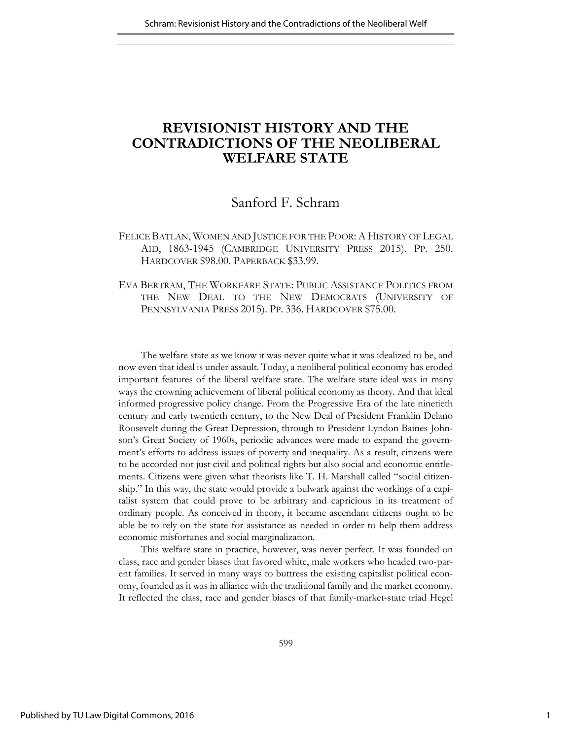# REVISIONIST HISTORY AND THE CONTRADICTIONS OF THE NEOLIBERAL WELFARE STATE

Sanford F. Schram

FELICE BATLAN, WOMEN AND JUSTICE FOR THE POOR: A HISTORY OF LEGAL AID, 1863-1945 (CAMBRIDGE UNIVERSITY PRESS 2015). PP. 250. HARDCOVER $98.00. PAPERBACK $33.99.

EVA BERTRAM, THE WORKFARE STATE: PUBLIC ASSISTANCE POLITICS FROM THE NEW DEAL TO THE NEW DEMOCRATS (UNIVERSITY OF PENNSYLVANIA PRESS 2015). PP. 336. HARDCOVER $75.00.

The welfare state as we know it was never quite what it was idealized to be, and now even that ideal is under assault. Today, a neoliberal political economy has eroded important features of the liberal welfare state. The welfare state ideal was in many ways the crowning achievement of liberal political economy as theory. And that ideal informed progressive policy change. From the Progressive Era of the late ninetieth century and early twentieth century, to the New Deal of President Franklin Delano Roosevelt during the Great Depression, through to President Lyndon Baines Johnson's Great Society of 1960s, periodic advances were made to expand the government's efforts to address issues of poverty and inequality. As a result, citizens were to be accorded not just civil and political rights but also social and economic entitlements. Citizens were given what theorists like T. H. Marshall called "social citizenship." In this way, the state would provide a bulwark against the workings of a capitalist system that could prove to be arbitrary and capricious in its treatment of ordinary people. As conceived in theory, it became ascendant citizens ought to be able be to rely on the state for assistance as needed in order to help them address economic misfortunes and social marginalization.

This welfare state in practice, however, was never perfect. It was founded on class, race and gender biases that favored white, male workers who headed two-parent families. It served in many ways to buttress the existing capitalist political economy, founded as it was in alliance with the traditional family and the market economy. It reflected the class, race and gender biases of that family-market-state triad Hegel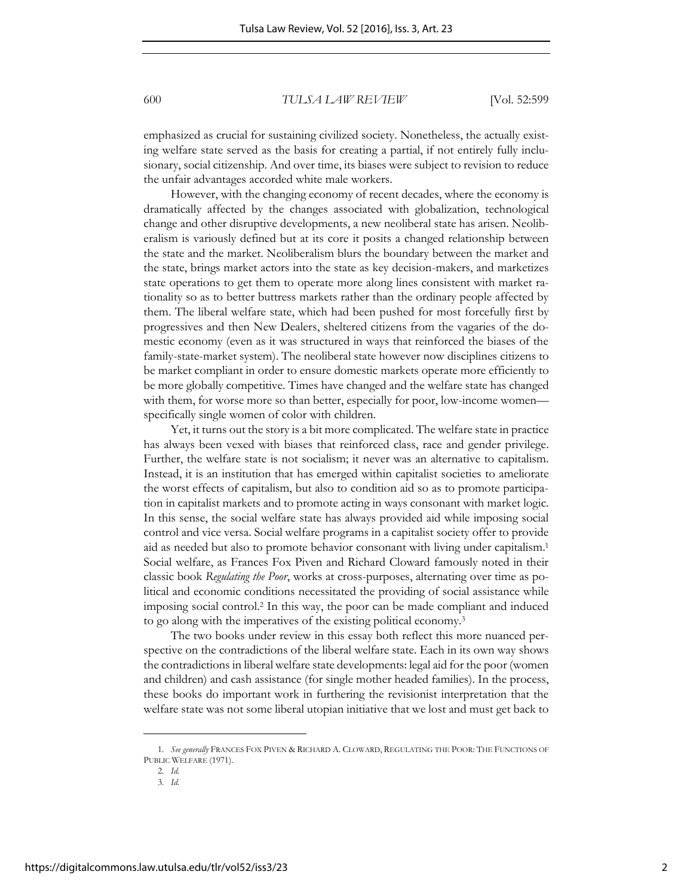emphasized as crucial for sustaining civilized society. Nonetheless, the actually existing welfare state served as the basis for creating a partial, if not entirely fully inclusionary, social citizenship. And over time, its biases were subject to revision to reduce the unfair advantages accorded white male workers.

However, with the changing economy of recent decades, where the economy is dramatically affected by the changes associated with globalization, technological change and other disruptive developments, a new neoliberal state has arisen. Neoliberalism is variously defined but at its core it posits a changed relationship between the state and the market. Neoliberalism blurs the boundary between the market and the state, brings market actors into the state as key decision-makers, and marketizes state operations to get them to operate more along lines consistent with market rationality so as to better buttress markets rather than the ordinary people affected by them. The liberal welfare state, which had been pushed for most forcefully first by progressives and then New Dealers, sheltered citizens from the vagaries of the domestic economy (even as it was structured in ways that reinforced the biases of the family-state-market system). The neoliberal state however now disciplines citizens to be market compliant in order to ensure domestic markets operate more efficiently to be more globally competitive. Times have changed and the welfare state has changed with them, for worse more so than better, especially for poor, low-income women—specifically single women of color with children.

Yet, it turns out the story is a bit more complicated. The welfare state in practice has always been vexed with biases that reinforced class, race and gender privilege. Further, the welfare state is not socialism; it never was an alternative to capitalism. Instead, it is an institution that has emerged within capitalist societies to ameliorate the worst effects of capitalism, but also to condition aid so as to promote participation in capitalist markets and to promote acting in ways consonant with market logic. In this sense, the social welfare state has always provided aid while imposing social control and vice versa. Social welfare programs in a capitalist society offer to provide aid as needed but also to promote behavior consonant with living under capitalism.[1] Social welfare, as Frances Fox Piven and Richard Cloward famously noted in their classic book *Regulating the Poor*, works at cross-purposes, alternating over time as political and economic conditions necessitated the providing of social assistance while imposing social control.[2] In this way, the poor can be made compliant and induced to go along with the imperatives of the existing political economy.[3]

The two books under review in this essay both reflect this more nuanced perspective on the contradictions of the liberal welfare state. Each in its own way shows the contradictions in liberal welfare state developments: legal aid for the poor (women and children) and cash assistance (for single mother headed families). In the process, these books do important work in furthering the revisionist interpretation that the welfare state was not some liberal utopian initiative that we lost and must get back to

---

1. *See generally* FRANCES FOX PIVEN & RICHARD A. CLOWARD, REGULATING THE POOR: THE FUNCTIONS OF PUBLIC WELFARE (1971).
2. *Id.*
3. *Id.*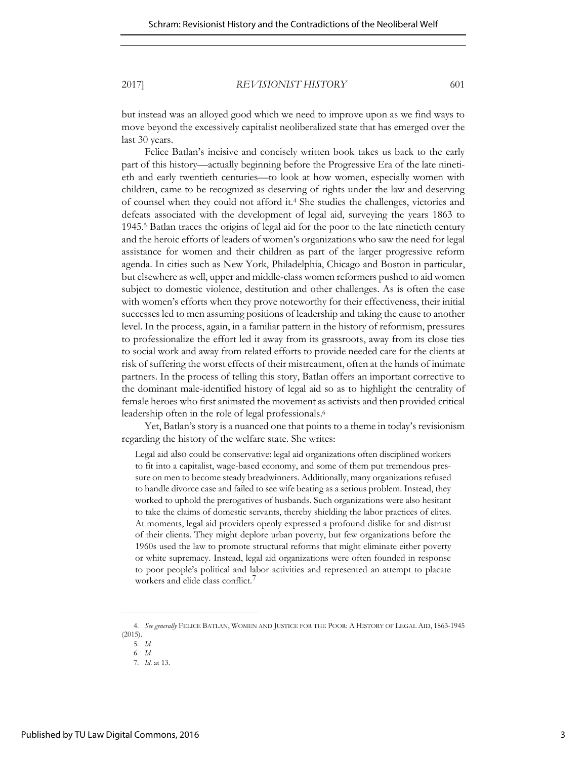but instead was an alloyed good which we need to improve upon as we find ways to move beyond the excessively capitalist neoliberalized state that has emerged over the last 30 years.

Felice Batlan's incisive and concisely written book takes us back to the early part of this history—actually beginning before the Progressive Era of the late ninetieth and early twentieth centuries—to look at how women, especially women with children, came to be recognized as deserving of rights under the law and deserving of counsel when they could not afford it.[4] She studies the challenges, victories and defeats associated with the development of legal aid, surveying the years 1863 to 1945.[5] Batlan traces the origins of legal aid for the poor to the late ninetieth century and the heroic efforts of leaders of women's organizations who saw the need for legal assistance for women and their children as part of the larger progressive reform agenda. In cities such as New York, Philadelphia, Chicago and Boston in particular, but elsewhere as well, upper and middle-class women reformers pushed to aid women subject to domestic violence, destitution and other challenges. As is often the case with women's efforts when they prove noteworthy for their effectiveness, their initial successes led to men assuming positions of leadership and taking the cause to another level. In the process, again, in a familiar pattern in the history of reformism, pressures to professionalize the effort led it away from its grassroots, away from its close ties to social work and away from related efforts to provide needed care for the clients at risk of suffering the worst effects of their mistreatment, often at the hands of intimate partners. In the process of telling this story, Batlan offers an important corrective to the dominant male-identified history of legal aid so as to highlight the centrality of female heroes who first animated the movement as activists and then provided critical leadership often in the role of legal professionals.[6]

Yet, Batlan's story is a nuanced one that points to a theme in today's revisionism regarding the history of the welfare state. She writes:

> Legal aid also could be conservative: legal aid organizations often disciplined workers to fit into a capitalist, wage-based economy, and some of them put tremendous pressure on men to become steady breadwinners. Additionally, many organizations refused to handle divorce case and failed to see wife beating as a serious problem. Instead, they worked to uphold the prerogatives of husbands. Such organizations were also hesitant to take the claims of domestic servants, thereby shielding the labor practices of elites. At moments, legal aid providers openly expressed a profound dislike for and distrust of their clients. They might deplore urban poverty, but few organizations before the 1960s used the law to promote structural reforms that might eliminate either poverty or white supremacy. Instead, legal aid organizations were often founded in response to poor people's political and labor activities and represented an attempt to placate workers and elide class conflict.[7]

---

4. *See generally* FELICE BATLAN, WOMEN AND JUSTICE FOR THE POOR: A HISTORY OF LEGAL AID, 1863-1945 (2015).

5. *Id.*

6. *Id.*

7. *Id.* at 13.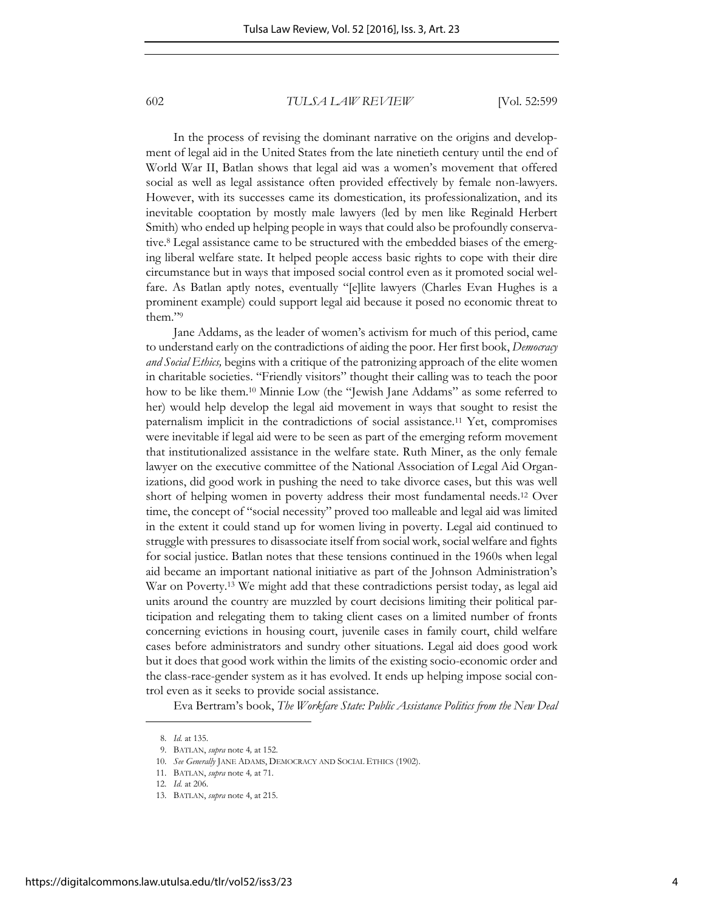In the process of revising the dominant narrative on the origins and development of legal aid in the United States from the late ninetieth century until the end of World War II, Batlan shows that legal aid was a women's movement that offered social as well as legal assistance often provided effectively by female non-lawyers. However, with its successes came its domestication, its professionalization, and its inevitable cooptation by mostly male lawyers (led by men like Reginald Herbert Smith) who ended up helping people in ways that could also be profoundly conservative.[8] Legal assistance came to be structured with the embedded biases of the emerging liberal welfare state. It helped people access basic rights to cope with their dire circumstance but in ways that imposed social control even as it promoted social welfare. As Batlan aptly notes, eventually "[e]lite lawyers (Charles Evan Hughes is a prominent example) could support legal aid because it posed no economic threat to them."[9]

Jane Addams, as the leader of women's activism for much of this period, came to understand early on the contradictions of aiding the poor. Her first book, *Democracy and Social Ethics,* begins with a critique of the patronizing approach of the elite women in charitable societies. "Friendly visitors" thought their calling was to teach the poor how to be like them.[10] Minnie Low (the "Jewish Jane Addams" as some referred to her) would help develop the legal aid movement in ways that sought to resist the paternalism implicit in the contradictions of social assistance.[11] Yet, compromises were inevitable if legal aid were to be seen as part of the emerging reform movement that institutionalized assistance in the welfare state. Ruth Miner, as the only female lawyer on the executive committee of the National Association of Legal Aid Organizations, did good work in pushing the need to take divorce cases, but this was well short of helping women in poverty address their most fundamental needs.[12] Over time, the concept of "social necessity" proved too malleable and legal aid was limited in the extent it could stand up for women living in poverty. Legal aid continued to struggle with pressures to disassociate itself from social work, social welfare and fights for social justice. Batlan notes that these tensions continued in the 1960s when legal aid became an important national initiative as part of the Johnson Administration's War on Poverty.[13] We might add that these contradictions persist today, as legal aid units around the country are muzzled by court decisions limiting their political participation and relegating them to taking client cases on a limited number of fronts concerning evictions in housing court, juvenile cases in family court, child welfare cases before administrators and sundry other situations. Legal aid does good work but it does that good work within the limits of the existing socio-economic order and the class-race-gender system as it has evolved. It ends up helping impose social control even as it seeks to provide social assistance.

Eva Bertram's book, *The Workfare State: Public Assistance Politics from the New Deal*

---

8. *Id.* at 135.

9. BATLAN, *supra* note 4, at 152.

10. *See Generally* JANE ADAMS, DEMOCRACY AND SOCIAL ETHICS (1902).

11. BATLAN, *supra* note 4, at 71.

12. *Id.* at 206.

13. BATLAN, *supra* note 4, at 215.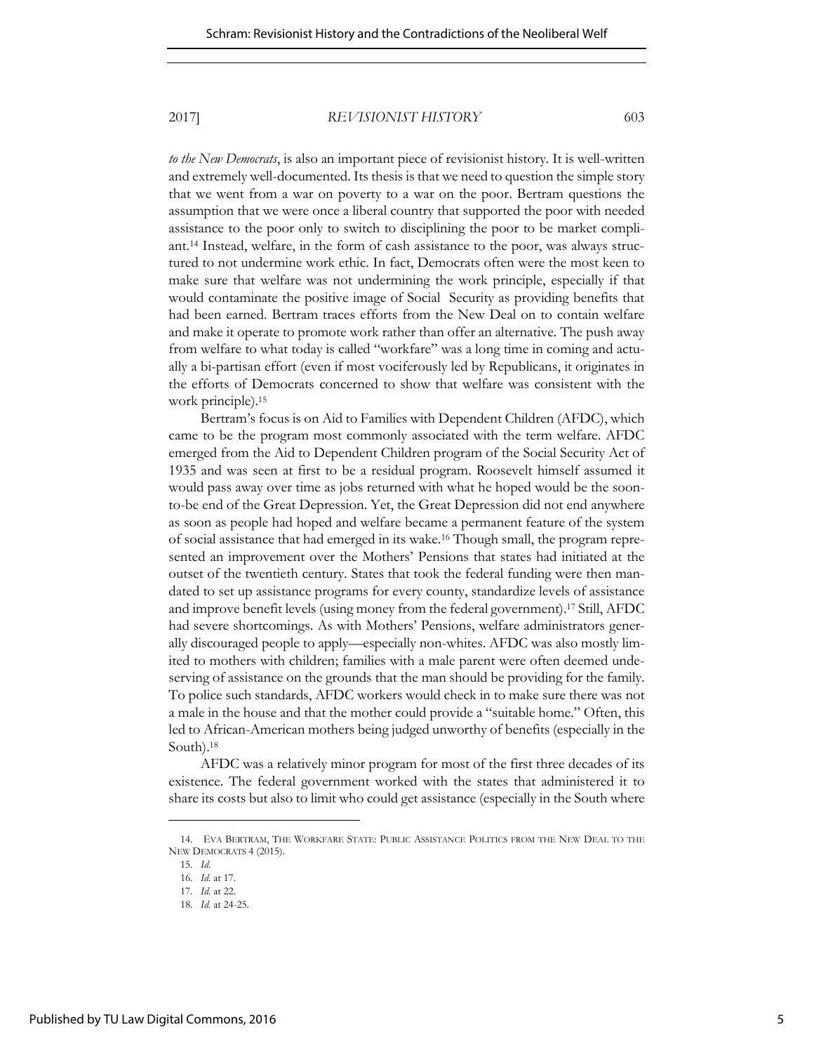*to the New Democrats*, is also an important piece of revisionist history. It is well-written and extremely well-documented. Its thesis is that we need to question the simple story that we went from a war on poverty to a war on the poor. Bertram questions the assumption that we were once a liberal country that supported the poor with needed assistance to the poor only to switch to disciplining the poor to be market compliant.[14] Instead, welfare, in the form of cash assistance to the poor, was always structured to not undermine work ethic. In fact, Democrats often were the most keen to make sure that welfare was not undermining the work principle, especially if that would contaminate the positive image of Social Security as providing benefits that had been earned. Bertram traces efforts from the New Deal on to contain welfare and make it operate to promote work rather than offer an alternative. The push away from welfare to what today is called "workfare" was a long time in coming and actually a bi-partisan effort (even if most vociferously led by Republicans, it originates in the efforts of Democrats concerned to show that welfare was consistent with the work principle).[15]

Bertram's focus is on Aid to Families with Dependent Children (AFDC), which came to be the program most commonly associated with the term welfare. AFDC emerged from the Aid to Dependent Children program of the Social Security Act of 1935 and was seen at first to be a residual program. Roosevelt himself assumed it would pass away over time as jobs returned with what he hoped would be the soon-to-be end of the Great Depression. Yet, the Great Depression did not end anywhere as soon as people had hoped and welfare became a permanent feature of the system of social assistance that had emerged in its wake.[16] Though small, the program represented an improvement over the Mothers' Pensions that states had initiated at the outset of the twentieth century. States that took the federal funding were then mandated to set up assistance programs for every county, standardize levels of assistance and improve benefit levels (using money from the federal government).[17] Still, AFDC had severe shortcomings. As with Mothers' Pensions, welfare administrators generally discouraged people to apply—especially non-whites. AFDC was also mostly limited to mothers with children; families with a male parent were often deemed undeserving of assistance on the grounds that the man should be providing for the family. To police such standards, AFDC workers would check in to make sure there was not a male in the house and that the mother could provide a "suitable home." Often, this led to African-American mothers being judged unworthy of benefits (especially in the South).[18]

AFDC was a relatively minor program for most of the first three decades of its existence. The federal government worked with the states that administered it to share its costs but also to limit who could get assistance (especially in the South where

---

14. EVA BERTRAM, THE WORKFARE STATE: PUBLIC ASSISTANCE POLITICS FROM THE NEW DEAL TO THE NEW DEMOCRATS 4 (2015).

15. *Id.*

16. *Id.* at 17.

17. *Id.* at 22.

18. *Id.* at 24-25.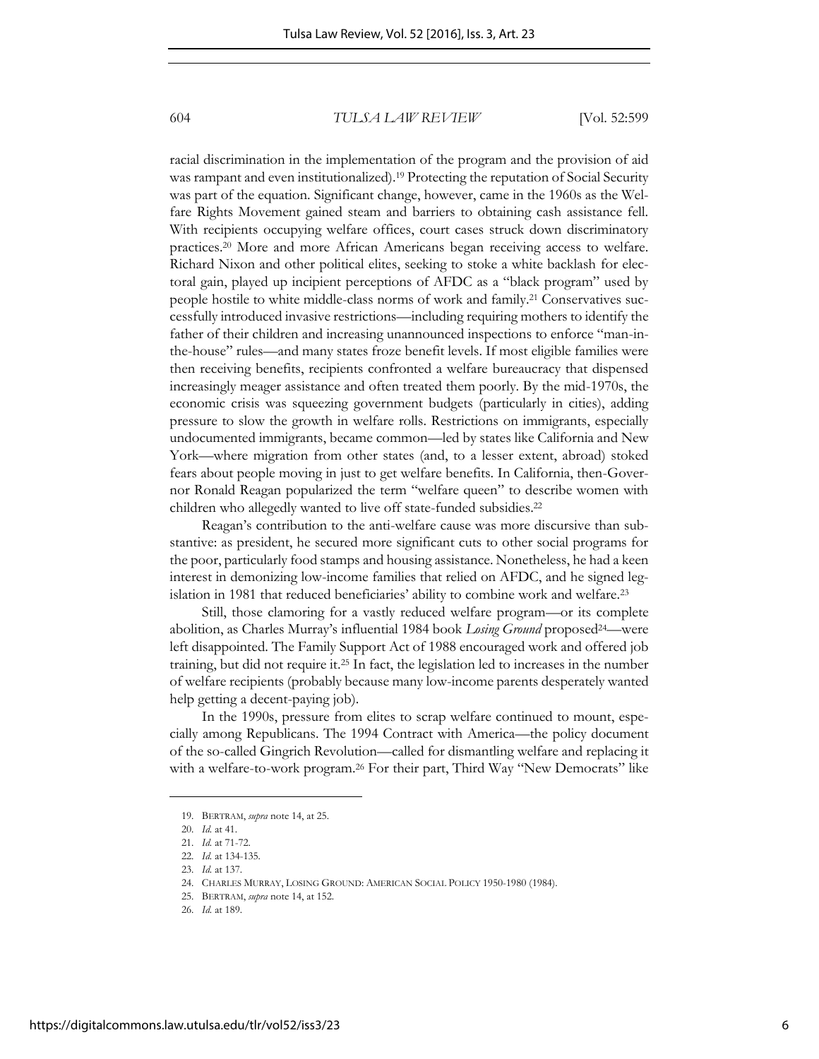racial discrimination in the implementation of the program and the provision of aid was rampant and even institutionalized).[19] Protecting the reputation of Social Security was part of the equation. Significant change, however, came in the 1960s as the Welfare Rights Movement gained steam and barriers to obtaining cash assistance fell. With recipients occupying welfare offices, court cases struck down discriminatory practices.[20] More and more African Americans began receiving access to welfare. Richard Nixon and other political elites, seeking to stoke a white backlash for electoral gain, played up incipient perceptions of AFDC as a "black program" used by people hostile to white middle-class norms of work and family.[21] Conservatives successfully introduced invasive restrictions—including requiring mothers to identify the father of their children and increasing unannounced inspections to enforce "man-in-the-house" rules—and many states froze benefit levels. If most eligible families were then receiving benefits, recipients confronted a welfare bureaucracy that dispensed increasingly meager assistance and often treated them poorly. By the mid-1970s, the economic crisis was squeezing government budgets (particularly in cities), adding pressure to slow the growth in welfare rolls. Restrictions on immigrants, especially undocumented immigrants, became common—led by states like California and New York—where migration from other states (and, to a lesser extent, abroad) stoked fears about people moving in just to get welfare benefits. In California, then-Governor Ronald Reagan popularized the term "welfare queen" to describe women with children who allegedly wanted to live off state-funded subsidies.[22]

Reagan's contribution to the anti-welfare cause was more discursive than substantive: as president, he secured more significant cuts to other social programs for the poor, particularly food stamps and housing assistance. Nonetheless, he had a keen interest in demonizing low-income families that relied on AFDC, and he signed legislation in 1981 that reduced beneficiaries' ability to combine work and welfare.[23]

Still, those clamoring for a vastly reduced welfare program—or its complete abolition, as Charles Murray's influential 1984 book *Losing Ground* proposed[24]—were left disappointed. The Family Support Act of 1988 encouraged work and offered job training, but did not require it.[25] In fact, the legislation led to increases in the number of welfare recipients (probably because many low-income parents desperately wanted help getting a decent-paying job).

In the 1990s, pressure from elites to scrap welfare continued to mount, especially among Republicans. The 1994 Contract with America—the policy document of the so-called Gingrich Revolution—called for dismantling welfare and replacing it with a welfare-to-work program.[26] For their part, Third Way "New Democrats" like

---

19. BERTRAM, *supra* note 14, at 25.
20. *Id.* at 41.
21. *Id.* at 71-72.
22. *Id.* at 134-135.
23. *Id.* at 137.
24. CHARLES MURRAY, LOSING GROUND: AMERICAN SOCIAL POLICY 1950-1980 (1984).
25. BERTRAM, *supra* note 14, at 152.
26. *Id.* at 189.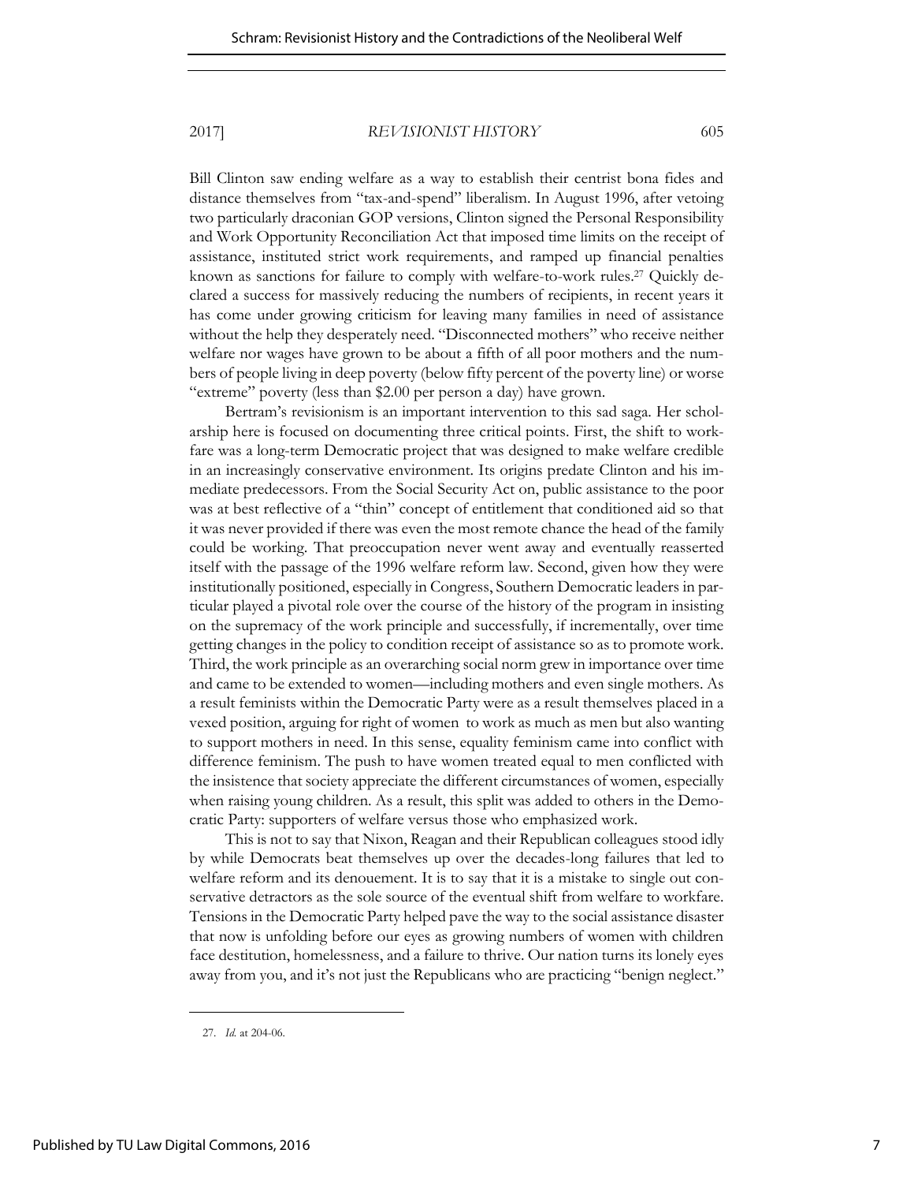Bill Clinton saw ending welfare as a way to establish their centrist bona fides and distance themselves from "tax-and-spend" liberalism. In August 1996, after vetoing two particularly draconian GOP versions, Clinton signed the Personal Responsibility and Work Opportunity Reconciliation Act that imposed time limits on the receipt of assistance, instituted strict work requirements, and ramped up financial penalties known as sanctions for failure to comply with welfare-to-work rules.[27] Quickly declared a success for massively reducing the numbers of recipients, in recent years it has come under growing criticism for leaving many families in need of assistance without the help they desperately need. "Disconnected mothers" who receive neither welfare nor wages have grown to be about a fifth of all poor mothers and the numbers of people living in deep poverty (below fifty percent of the poverty line) or worse "extreme" poverty (less than $2.00 per person a day) have grown.

Bertram's revisionism is an important intervention to this sad saga. Her scholarship here is focused on documenting three critical points. First, the shift to workfare was a long-term Democratic project that was designed to make welfare credible in an increasingly conservative environment. Its origins predate Clinton and his immediate predecessors. From the Social Security Act on, public assistance to the poor was at best reflective of a "thin" concept of entitlement that conditioned aid so that it was never provided if there was even the most remote chance the head of the family could be working. That preoccupation never went away and eventually reasserted itself with the passage of the 1996 welfare reform law. Second, given how they were institutionally positioned, especially in Congress, Southern Democratic leaders in particular played a pivotal role over the course of the history of the program in insisting on the supremacy of the work principle and successfully, if incrementally, over time getting changes in the policy to condition receipt of assistance so as to promote work. Third, the work principle as an overarching social norm grew in importance over time and came to be extended to women—including mothers and even single mothers. As a result feminists within the Democratic Party were as a result themselves placed in a vexed position, arguing for right of women to work as much as men but also wanting to support mothers in need. In this sense, equality feminism came into conflict with difference feminism. The push to have women treated equal to men conflicted with the insistence that society appreciate the different circumstances of women, especially when raising young children. As a result, this split was added to others in the Democratic Party: supporters of welfare versus those who emphasized work.

This is not to say that Nixon, Reagan and their Republican colleagues stood idly by while Democrats beat themselves up over the decades-long failures that led to welfare reform and its denouement. It is to say that it is a mistake to single out conservative detractors as the sole source of the eventual shift from welfare to workfare. Tensions in the Democratic Party helped pave the way to the social assistance disaster that now is unfolding before our eyes as growing numbers of women with children face destitution, homelessness, and a failure to thrive. Our nation turns its lonely eyes away from you, and it's not just the Republicans who are practicing "benign neglect."

27. *Id.* at 204-06.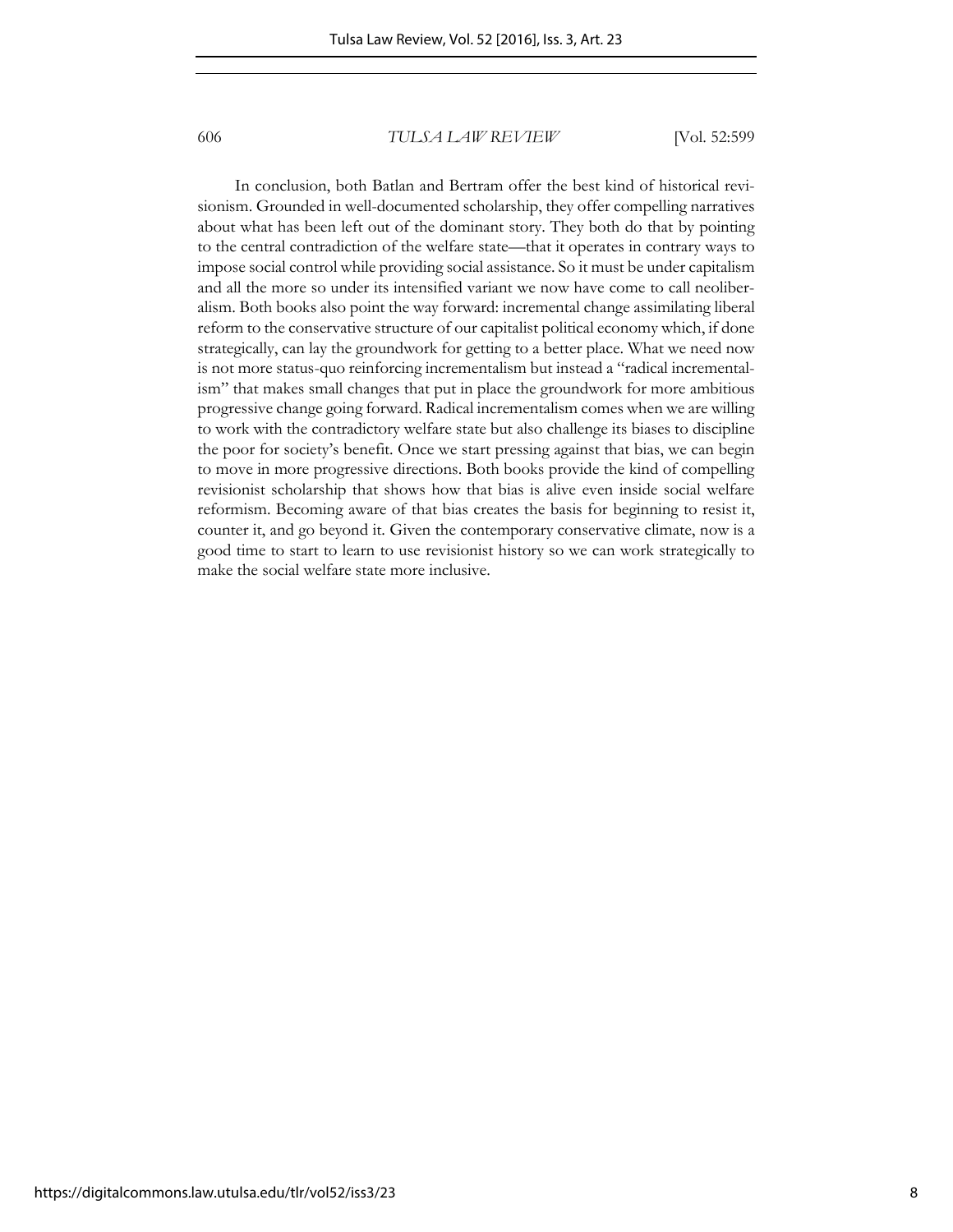In conclusion, both Batlan and Bertram offer the best kind of historical revisionism. Grounded in well-documented scholarship, they offer compelling narratives about what has been left out of the dominant story. They both do that by pointing to the central contradiction of the welfare state—that it operates in contrary ways to impose social control while providing social assistance. So it must be under capitalism and all the more so under its intensified variant we now have come to call neoliberalism. Both books also point the way forward: incremental change assimilating liberal reform to the conservative structure of our capitalist political economy which, if done strategically, can lay the groundwork for getting to a better place. What we need now is not more status-quo reinforcing incrementalism but instead a "radical incrementalism" that makes small changes that put in place the groundwork for more ambitious progressive change going forward. Radical incrementalism comes when we are willing to work with the contradictory welfare state but also challenge its biases to discipline the poor for society's benefit. Once we start pressing against that bias, we can begin to move in more progressive directions. Both books provide the kind of compelling revisionist scholarship that shows how that bias is alive even inside social welfare reformism. Becoming aware of that bias creates the basis for beginning to resist it, counter it, and go beyond it. Given the contemporary conservative climate, now is a good time to start to learn to use revisionist history so we can work strategically to make the social welfare state more inclusive.